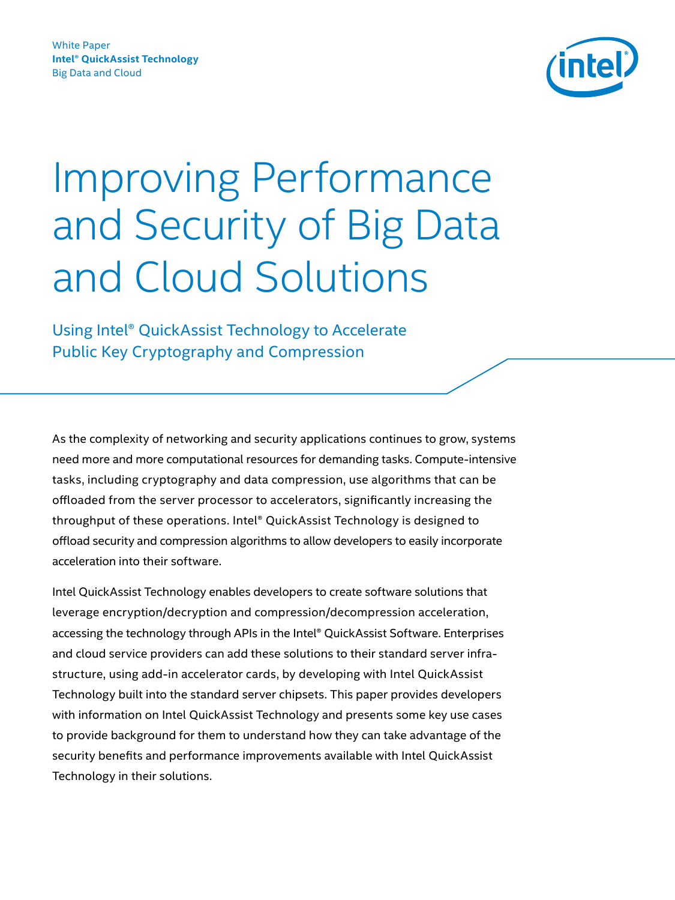White Paper
**Intel® QuickAssist Technology**
Big Data and Cloud

# Improving Performance and Security of Big Data and Cloud Solutions

## Using Intel® QuickAssist Technology to Accelerate Public Key Cryptography and Compression

As the complexity of networking and security applications continues to grow, systems need more and more computational resources for demanding tasks. Compute-intensive tasks, including cryptography and data compression, use algorithms that can be offloaded from the server processor to accelerators, significantly increasing the throughput of these operations. Intel® QuickAssist Technology is designed to offload security and compression algorithms to allow developers to easily incorporate acceleration into their software.

Intel QuickAssist Technology enables developers to create software solutions that leverage encryption/decryption and compression/decompression acceleration, accessing the technology through APIs in the Intel® QuickAssist Software. Enterprises and cloud service providers can add these solutions to their standard server infrastructure, using add-in accelerator cards, by developing with Intel QuickAssist Technology built into the standard server chipsets. This paper provides developers with information on Intel QuickAssist Technology and presents some key use cases to provide background for them to understand how they can take advantage of the security benefits and performance improvements available with Intel QuickAssist Technology in their solutions.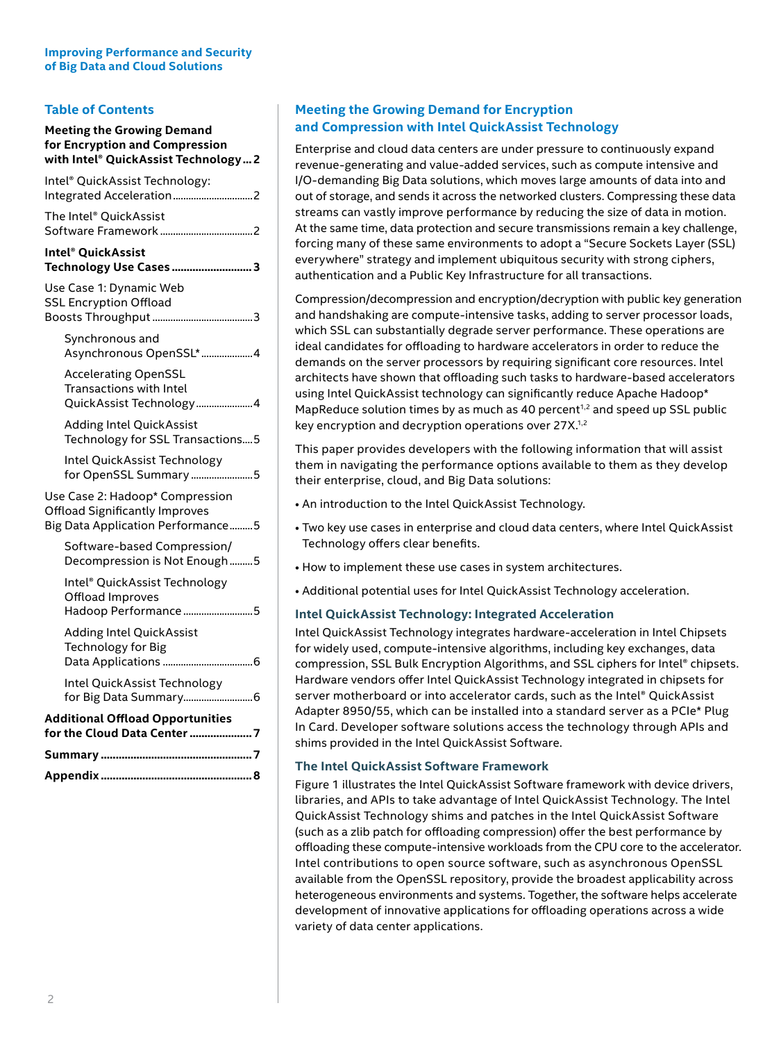## Table of Contents

**Meeting the Growing Demand for Encryption and Compression with Intel® QuickAssist Technology ... 2**

Intel® QuickAssist Technology: Integrated Acceleration ... 2

The Intel® QuickAssist Software Framework ... 2

**Intel® QuickAssist Technology Use Cases ... 3**

Use Case 1: Dynamic Web SSL Encryption Offload Boosts Throughput ... 3

- Synchronous and Asynchronous OpenSSL* ... 4
- Accelerating OpenSSL Transactions with Intel QuickAssist Technology ... 4
- Adding Intel QuickAssist Technology for SSL Transactions ... 5
- Intel QuickAssist Technology for OpenSSL Summary ... 5

Use Case 2: Hadoop* Compression Offload Significantly Improves Big Data Application Performance ... 5

- Software-based Compression/Decompression is Not Enough ... 5
- Intel® QuickAssist Technology Offload Improves Hadoop Performance ... 5
- Adding Intel QuickAssist Technology for Big Data Applications ... 6
- Intel QuickAssist Technology for Big Data Summary ... 6

**Additional Offload Opportunities for the Cloud Data Center ... 7**

**Summary ... 7**

**Appendix ... 8**

## Meeting the Growing Demand for Encryption and Compression with Intel QuickAssist Technology

Enterprise and cloud data centers are under pressure to continuously expand revenue-generating and value-added services, such as compute intensive and I/O-demanding Big Data solutions, which moves large amounts of data into and out of storage, and sends it across the networked clusters. Compressing these data streams can vastly improve performance by reducing the size of data in motion. At the same time, data protection and secure transmissions remain a key challenge, forcing many of these same environments to adopt a "Secure Sockets Layer (SSL) everywhere" strategy and implement ubiquitous security with strong ciphers, authentication and a Public Key Infrastructure for all transactions.

Compression/decompression and encryption/decryption with public key generation and handshaking are compute-intensive tasks, adding to server processor loads, which SSL can substantially degrade server performance. These operations are ideal candidates for offloading to hardware accelerators in order to reduce the demands on the server processors by requiring significant core resources. Intel architects have shown that offloading such tasks to hardware-based accelerators using Intel QuickAssist technology can significantly reduce Apache Hadoop* MapReduce solution times by as much as 40 percent[1,2] and speed up SSL public key encryption and decryption operations over 27X.[1,2]

This paper provides developers with the following information that will assist them in navigating the performance options available to them as they develop their enterprise, cloud, and Big Data solutions:

- An introduction to the Intel QuickAssist Technology.
- Two key use cases in enterprise and cloud data centers, where Intel QuickAssist Technology offers clear benefits.
- How to implement these use cases in system architectures.
- Additional potential uses for Intel QuickAssist Technology acceleration.

### Intel QuickAssist Technology: Integrated Acceleration

Intel QuickAssist Technology integrates hardware-acceleration in Intel Chipsets for widely used, compute-intensive algorithms, including key exchanges, data compression, SSL Bulk Encryption Algorithms, and SSL ciphers for Intel® chipsets. Hardware vendors offer Intel QuickAssist Technology integrated in chipsets for server motherboard or into accelerator cards, such as the Intel® QuickAssist Adapter 8950/55, which can be installed into a standard server as a PCIe* Plug In Card. Developer software solutions access the technology through APIs and shims provided in the Intel QuickAssist Software.

### The Intel QuickAssist Software Framework

Figure 1 illustrates the Intel QuickAssist Software framework with device drivers, libraries, and APIs to take advantage of Intel QuickAssist Technology. The Intel QuickAssist Technology shims and patches in the Intel QuickAssist Software (such as a zlib patch for offloading compression) offer the best performance by offloading these compute-intensive workloads from the CPU core to the accelerator. Intel contributions to open source software, such as asynchronous OpenSSL available from the OpenSSL repository, provide the broadest applicability across heterogeneous environments and systems. Together, the software helps accelerate development of innovative applications for offloading operations across a wide variety of data center applications.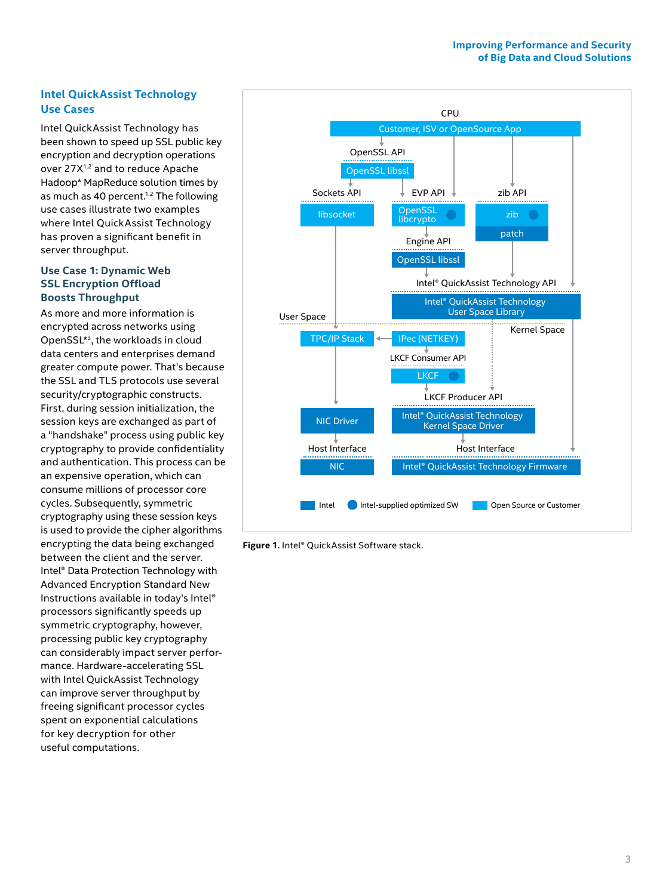## Intel QuickAssist Technology Use Cases

Intel QuickAssist Technology has been shown to speed up SSL public key encryption and decryption operations over 27X[1,2] and to reduce Apache Hadoop* MapReduce solution times by as much as 40 percent.[1,2] The following use cases illustrate two examples where Intel QuickAssist Technology has proven a significant benefit in server throughput.

### Use Case 1: Dynamic Web SSL Encryption Offload Boosts Throughput

As more and more information is encrypted across networks using OpenSSL*[3], the workloads in cloud data centers and enterprises demand greater compute power. That's because the SSL and TLS protocols use several security/cryptographic constructs. First, during session initialization, the session keys are exchanged as part of a "handshake" process using public key cryptography to provide confidentiality and authentication. This process can be an expensive operation, which can consume millions of processor core cycles. Subsequently, symmetric cryptography using these session keys is used to provide the cipher algorithms encrypting the data being exchanged between the client and the server. Intel® Data Protection Technology with Advanced Encryption Standard New Instructions available in today's Intel® processors significantly speeds up symmetric cryptography, however, processing public key cryptography can considerably impact server performance. Hardware-accelerating SSL with Intel QuickAssist Technology can improve server throughput by freeing significant processor cycles spent on exponential calculations for key decryption for other useful computations.

**Figure 1.** Intel® QuickAssist Software stack.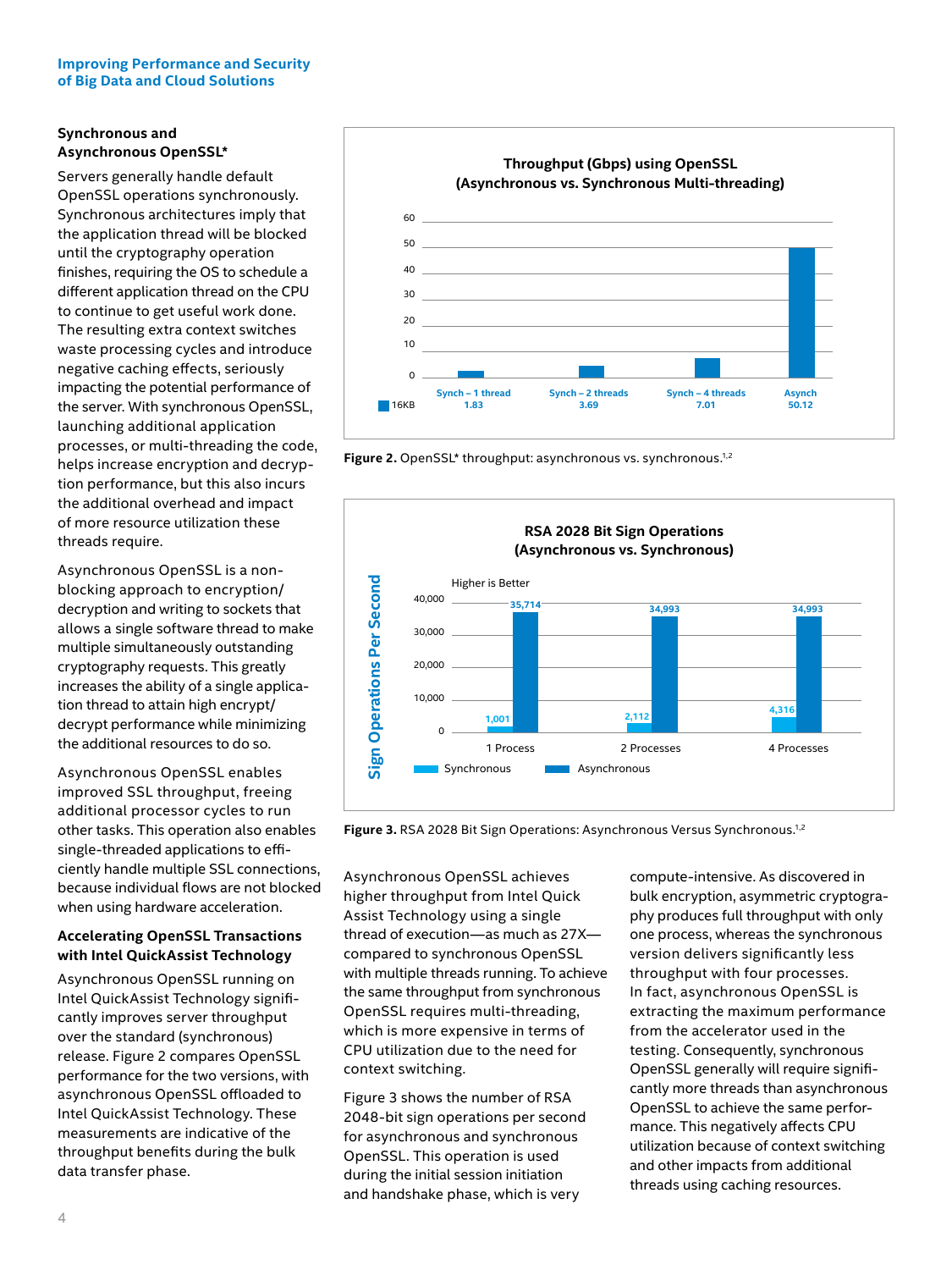## Synchronous and Asynchronous OpenSSL*

Servers generally handle default OpenSSL operations synchronously. Synchronous architectures imply that the application thread will be blocked until the cryptography operation finishes, requiring the OS to schedule a different application thread on the CPU to continue to get useful work done. The resulting extra context switches waste processing cycles and introduce negative caching effects, seriously impacting the potential performance of the server. With synchronous OpenSSL, launching additional application processes, or multi-threading the code, helps increase encryption and decryption performance, but this also incurs the additional overhead and impact of more resource utilization these threads require.

Asynchronous OpenSSL is a non-blocking approach to encryption/decryption and writing to sockets that allows a single software thread to make multiple simultaneously outstanding cryptography requests. This greatly increases the ability of a single application thread to attain high encrypt/decrypt performance while minimizing the additional resources to do so.

Asynchronous OpenSSL enables improved SSL throughput, freeing additional processor cycles to run other tasks. This operation also enables single-threaded applications to efficiently handle multiple SSL connections, because individual flows are not blocked when using hardware acceleration.

## Accelerating OpenSSL Transactions with Intel QuickAssist Technology

Asynchronous OpenSSL running on Intel QuickAssist Technology significantly improves server throughput over the standard (synchronous) release. Figure 2 compares OpenSSL performance for the two versions, with asynchronous OpenSSL offloaded to Intel QuickAssist Technology. These measurements are indicative of the throughput benefits during the bulk data transfer phase.

**Throughput (Gbps) using OpenSSL (Asynchronous vs. Synchronous Multi-threading)**

| 16KB | Synch – 1 thread | Synch – 2 threads | Synch – 4 threads | Asynch |
|---|---|---|---|---|
| Gbps | 1.83 | 3.69 | 7.01 | 50.12 |

**Figure 2.** OpenSSL* throughput: asynchronous vs. synchronous.[1,2]

**RSA 2028 Bit Sign Operations (Asynchronous vs. Synchronous)**

Higher is Better

| Sign Operations Per Second | 1 Process | 2 Processes | 4 Processes |
|---|---|---|---|
| Synchronous | 1,001 | 2,112 | 4,316 |
| Asynchronous | 35,714 | 34,993 | 34,993 |

**Figure 3.** RSA 2028 Bit Sign Operations: Asynchronous Versus Synchronous.[1,2]

Asynchronous OpenSSL achieves higher throughput from Intel Quick Assist Technology using a single thread of execution—as much as 27X—compared to synchronous OpenSSL with multiple threads running. To achieve the same throughput from synchronous OpenSSL requires multi-threading, which is more expensive in terms of CPU utilization due to the need for context switching.

Figure 3 shows the number of RSA 2048-bit sign operations per second for asynchronous and synchronous OpenSSL. This operation is used during the initial session initiation and handshake phase, which is very compute-intensive. As discovered in bulk encryption, asymmetric cryptography produces full throughput with only one process, whereas the synchronous version delivers significantly less throughput with four processes. In fact, asynchronous OpenSSL is extracting the maximum performance from the accelerator used in the testing. Consequently, synchronous OpenSSL generally will require significantly more threads than asynchronous OpenSSL to achieve the same performance. This negatively affects CPU utilization because of context switching and other impacts from additional threads using caching resources.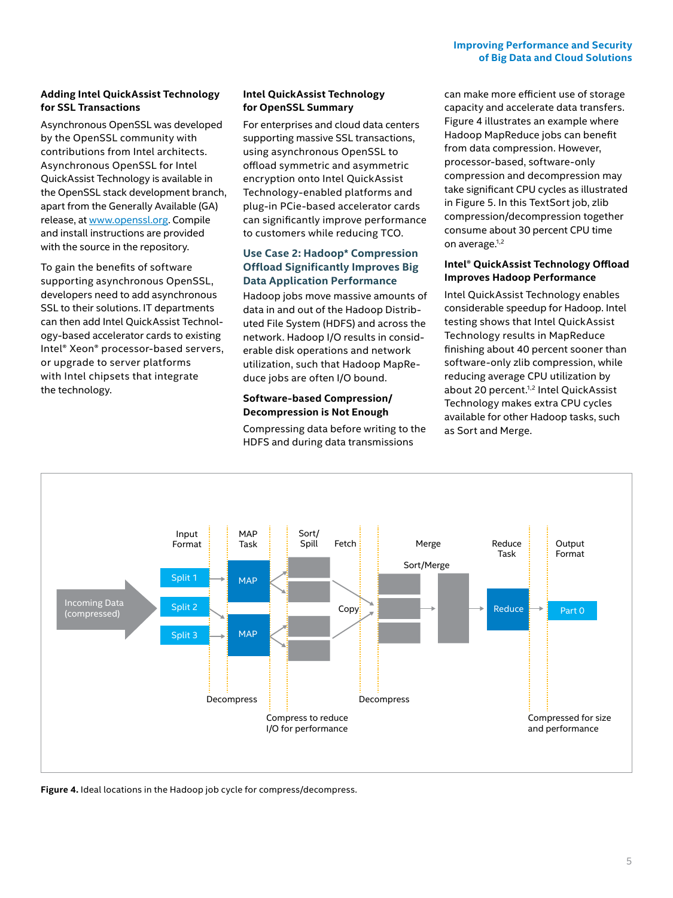### Adding Intel QuickAssist Technology for SSL Transactions

Asynchronous OpenSSL was developed by the OpenSSL community with contributions from Intel architects. Asynchronous OpenSSL for Intel QuickAssist Technology is available in the OpenSSL stack development branch, apart from the Generally Available (GA) release, at www.openssl.org. Compile and install instructions are provided with the source in the repository.

To gain the benefits of software supporting asynchronous OpenSSL, developers need to add asynchronous SSL to their solutions. IT departments can then add Intel QuickAssist Technology-based accelerator cards to existing Intel® Xeon® processor-based servers, or upgrade to server platforms with Intel chipsets that integrate the technology.

### Intel QuickAssist Technology for OpenSSL Summary

For enterprises and cloud data centers supporting massive SSL transactions, using asynchronous OpenSSL to offload symmetric and asymmetric encryption onto Intel QuickAssist Technology-enabled platforms and plug-in PCIe-based accelerator cards can significantly improve performance to customers while reducing TCO.

## Use Case 2: Hadoop* Compression Offload Significantly Improves Big Data Application Performance

Hadoop jobs move massive amounts of data in and out of the Hadoop Distributed File System (HDFS) and across the network. Hadoop I/O results in considerable disk operations and network utilization, such that Hadoop MapReduce jobs are often I/O bound.

### Software-based Compression/ Decompression is Not Enough

Compressing data before writing to the HDFS and during data transmissions can make more efficient use of storage capacity and accelerate data transfers. Figure 4 illustrates an example where Hadoop MapReduce jobs can benefit from data compression. However, processor-based, software-only compression and decompression may take significant CPU cycles as illustrated in Figure 5. In this TextSort job, zlib compression/decompression together consume about 30 percent CPU time on average.[1,2]

### Intel® QuickAssist Technology Offload Improves Hadoop Performance

Intel QuickAssist Technology enables considerable speedup for Hadoop. Intel testing shows that Intel QuickAssist Technology results in MapReduce finishing about 40 percent sooner than software-only zlib compression, while reducing average CPU utilization by about 20 percent.[1,2] Intel QuickAssist Technology makes extra CPU cycles available for other Hadoop tasks, such as Sort and Merge.

**Figure 4.** Ideal locations in the Hadoop job cycle for compress/decompress.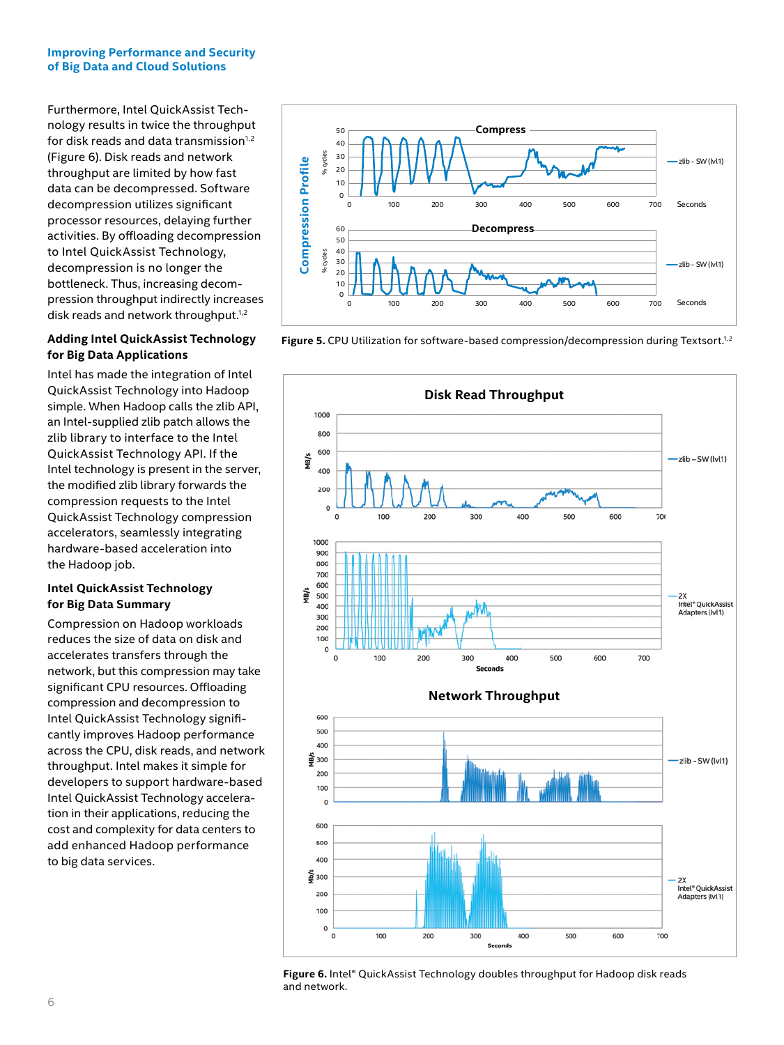Furthermore, Intel QuickAssist Technology results in twice the throughput for disk reads and data transmission[1,2] (Figure 6). Disk reads and network throughput are limited by how fast data can be decompressed. Software decompression utilizes significant processor resources, delaying further activities. By offloading decompression to Intel QuickAssist Technology, decompression is no longer the bottleneck. Thus, increasing decompression throughput indirectly increases disk reads and network throughput.[1,2]

### Adding Intel QuickAssist Technology for Big Data Applications

Intel has made the integration of Intel QuickAssist Technology into Hadoop simple. When Hadoop calls the zlib API, an Intel-supplied zlib patch allows the zlib library to interface to the Intel QuickAssist Technology API. If the Intel technology is present in the server, the modified zlib library forwards the compression requests to the Intel QuickAssist Technology compression accelerators, seamlessly integrating hardware-based acceleration into the Hadoop job.

### Intel QuickAssist Technology for Big Data Summary

Compression on Hadoop workloads reduces the size of data on disk and accelerates transfers through the network, but this compression may take significant CPU resources. Offloading compression and decompression to Intel QuickAssist Technology significantly improves Hadoop performance across the CPU, disk reads, and network throughput. Intel makes it simple for developers to support hardware-based Intel QuickAssist Technology acceleration in their applications, reducing the cost and complexity for data centers to add enhanced Hadoop performance to big data services.

**Figure 5.** CPU Utilization for software-based compression/decompression during Textsort.[1,2]

**Figure 6.** Intel® QuickAssist Technology doubles throughput for Hadoop disk reads and network.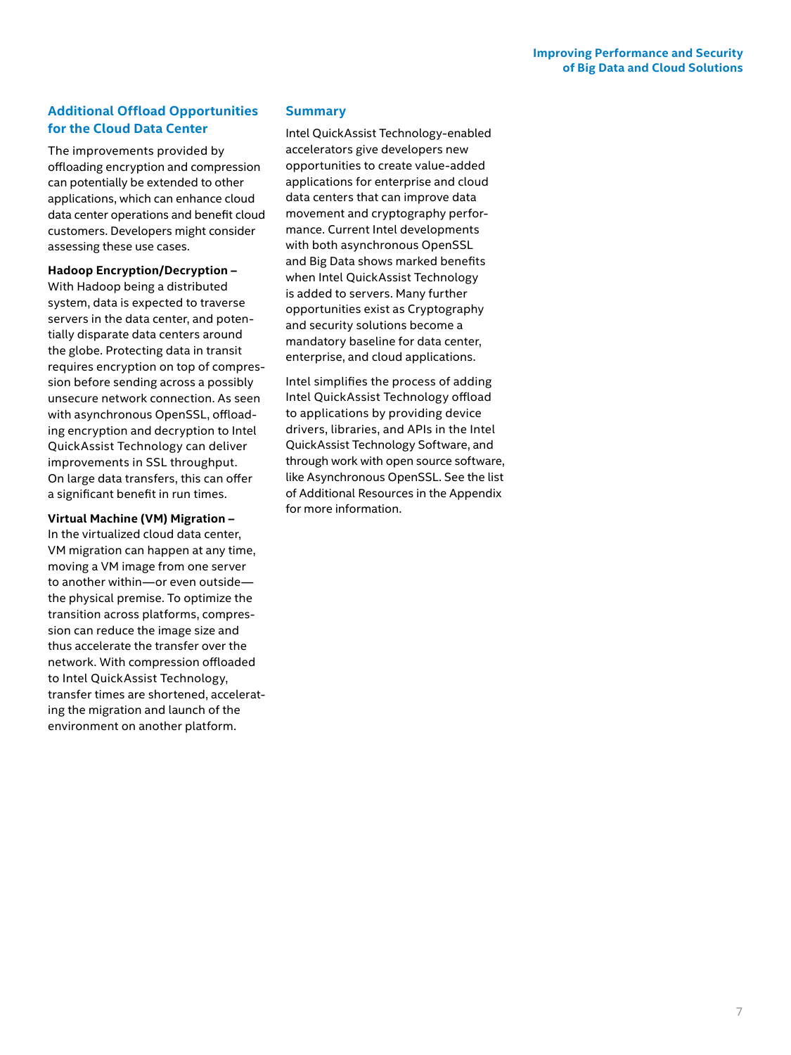## Additional Offload Opportunities for the Cloud Data Center

The improvements provided by offloading encryption and compression can potentially be extended to other applications, which can enhance cloud data center operations and benefit cloud customers. Developers might consider assessing these use cases.

**Hadoop Encryption/Decryption –** With Hadoop being a distributed system, data is expected to traverse servers in the data center, and potentially disparate data centers around the globe. Protecting data in transit requires encryption on top of compression before sending across a possibly unsecure network connection. As seen with asynchronous OpenSSL, offloading encryption and decryption to Intel QuickAssist Technology can deliver improvements in SSL throughput. On large data transfers, this can offer a significant benefit in run times.

**Virtual Machine (VM) Migration –** In the virtualized cloud data center, VM migration can happen at any time, moving a VM image from one server to another within—or even outside—the physical premise. To optimize the transition across platforms, compression can reduce the image size and thus accelerate the transfer over the network. With compression offloaded to Intel QuickAssist Technology, transfer times are shortened, accelerating the migration and launch of the environment on another platform.

## Summary

Intel QuickAssist Technology-enabled accelerators give developers new opportunities to create value-added applications for enterprise and cloud data centers that can improve data movement and cryptography performance. Current Intel developments with both asynchronous OpenSSL and Big Data shows marked benefits when Intel QuickAssist Technology is added to servers. Many further opportunities exist as Cryptography and security solutions become a mandatory baseline for data center, enterprise, and cloud applications.

Intel simplifies the process of adding Intel QuickAssist Technology offload to applications by providing device drivers, libraries, and APIs in the Intel QuickAssist Technology Software, and through work with open source software, like Asynchronous OpenSSL. See the list of Additional Resources in the Appendix for more information.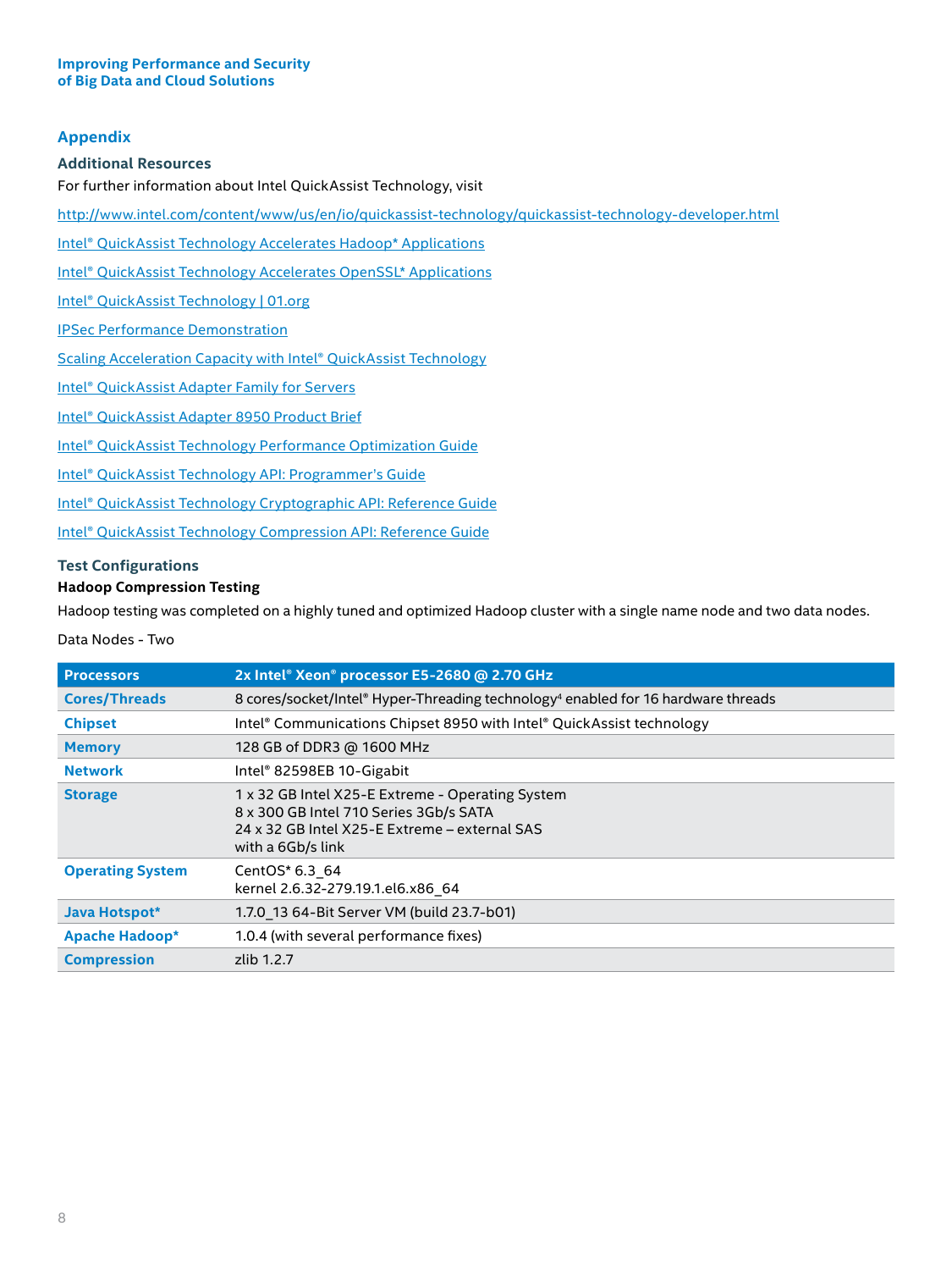## Appendix

### Additional Resources

For further information about Intel QuickAssist Technology, visit

http://www.intel.com/content/www/us/en/io/quickassist-technology/quickassist-technology-developer.html

Intel® QuickAssist Technology Accelerates Hadoop* Applications

Intel® QuickAssist Technology Accelerates OpenSSL* Applications

Intel® QuickAssist Technology | 01.org

IPSec Performance Demonstration

Scaling Acceleration Capacity with Intel® QuickAssist Technology

Intel® QuickAssist Adapter Family for Servers

Intel® QuickAssist Adapter 8950 Product Brief

Intel® QuickAssist Technology Performance Optimization Guide

Intel® QuickAssist Technology API: Programmer's Guide

Intel® QuickAssist Technology Cryptographic API: Reference Guide

Intel® QuickAssist Technology Compression API: Reference Guide

### Test Configurations

#### Hadoop Compression Testing

Hadoop testing was completed on a highly tuned and optimized Hadoop cluster with a single name node and two data nodes.

Data Nodes - Two

| Processors | 2x Intel® Xeon® processor E5-2680 @ 2.70 GHz |
|---|---|
| Cores/Threads | 8 cores/socket/Intel® Hyper-Threading technology[4] enabled for 16 hardware threads |
| Chipset | Intel® Communications Chipset 8950 with Intel® QuickAssist technology |
| Memory | 128 GB of DDR3 @ 1600 MHz |
| Network | Intel® 82598EB 10-Gigabit |
| Storage | 1 x 32 GB Intel X25-E Extreme - Operating System<br>8 x 300 GB Intel 710 Series 3Gb/s SATA<br>24 x 32 GB Intel X25-E Extreme – external SAS<br>with a 6Gb/s link |
| Operating System | CentOS* 6.3_64<br>kernel 2.6.32-279.19.1.el6.x86_64 |
| Java Hotspot* | 1.7.0_13 64-Bit Server VM (build 23.7-b01) |
| Apache Hadoop* | 1.0.4 (with several performance fixes) |
| Compression | zlib 1.2.7 |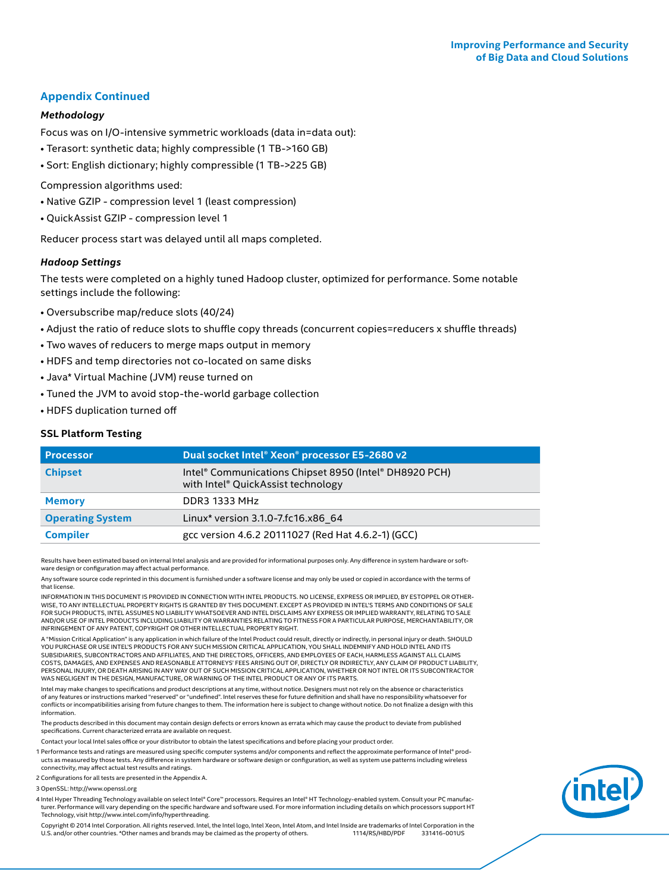## Appendix Continued

### *Methodology*

Focus was on I/O-intensive symmetric workloads (data in=data out):

- Terasort: synthetic data; highly compressible (1 TB->160 GB)
- Sort: English dictionary; highly compressible (1 TB->225 GB)

Compression algorithms used:

- Native GZIP - compression level 1 (least compression)
- QuickAssist GZIP - compression level 1

Reducer process start was delayed until all maps completed.

### *Hadoop Settings*

The tests were completed on a highly tuned Hadoop cluster, optimized for performance. Some notable settings include the following:

- Oversubscribe map/reduce slots (40/24)
- Adjust the ratio of reduce slots to shuffle copy threads (concurrent copies=reducers x shuffle threads)
- Two waves of reducers to merge maps output in memory
- HDFS and temp directories not co-located on same disks
- Java* Virtual Machine (JVM) reuse turned on
- Tuned the JVM to avoid stop-the-world garbage collection
- HDFS duplication turned off

### SSL Platform Testing

| Processor | Dual socket Intel® Xeon® processor E5-2680 v2 |
|---|---|
| Chipset | Intel® Communications Chipset 8950 (Intel® DH8920 PCH) with Intel® QuickAssist technology |
| Memory | DDR3 1333 MHz |
| Operating System | Linux* version 3.1.0-7.fc16.x86_64 |
| Compiler | gcc version 4.6.2 20111027 (Red Hat 4.6.2-1) (GCC) |

Results have been estimated based on internal Intel analysis and are provided for informational purposes only. Any difference in system hardware or software design or configuration may affect actual performance.

Any software source code reprinted in this document is furnished under a software license and may only be used or copied in accordance with the terms of that license.

INFORMATION IN THIS DOCUMENT IS PROVIDED IN CONNECTION WITH INTEL PRODUCTS. NO LICENSE, EXPRESS OR IMPLIED, BY ESTOPPEL OR OTHERWISE, TO ANY INTELLECTUAL PROPERTY RIGHTS IS GRANTED BY THIS DOCUMENT. EXCEPT AS PROVIDED IN INTEL'S TERMS AND CONDITIONS OF SALE FOR SUCH PRODUCTS, INTEL ASSUMES NO LIABILITY WHATSOEVER AND INTEL DISCLAIMS ANY EXPRESS OR IMPLIED WARRANTY, RELATING TO SALE AND/OR USE OF INTEL PRODUCTS INCLUDING LIABILITY OR WARRANTIES RELATING TO FITNESS FOR A PARTICULAR PURPOSE, MERCHANTABILITY, OR INFRINGEMENT OF ANY PATENT, COPYRIGHT OR OTHER INTELLECTUAL PROPERTY RIGHT.

A "Mission Critical Application" is any application in which failure of the Intel Product could result, directly or indirectly, in personal injury or death. SHOULD YOU PURCHASE OR USE INTEL'S PRODUCTS FOR ANY SUCH MISSION CRITICAL APPLICATION, YOU SHALL INDEMNIFY AND HOLD INTEL AND ITS SUBSIDIARIES, SUBCONTRACTORS AND AFFILIATES, AND THE DIRECTORS, OFFICERS, AND EMPLOYEES OF EACH, HARMLESS AGAINST ALL CLAIMS COSTS, DAMAGES, AND EXPENSES AND REASONABLE ATTORNEYS' FEES ARISING OUT OF, DIRECTLY OR INDIRECTLY, ANY CLAIM OF PRODUCT LIABILITY, PERSONAL INJURY, OR DEATH ARISING IN ANY WAY OUT OF SUCH MISSION CRITICAL APPLICATION, WHETHER OR NOT INTEL OR ITS SUBCONTRACTOR WAS NEGLIGENT IN THE DESIGN, MANUFACTURE, OR WARNING OF THE INTEL PRODUCT OR ANY OF ITS PARTS.

Intel may make changes to specifications and product descriptions at any time, without notice. Designers must not rely on the absence or characteristics of any features or instructions marked "reserved" or "undefined". Intel reserves these for future definition and shall have no responsibility whatsoever for conflicts or incompatibilities arising from future changes to them. The information here is subject to change without notice. Do not finalize a design with this information.

The products described in this document may contain design defects or errors known as errata which may cause the product to deviate from published specifications. Current characterized errata are available on request.

Contact your local Intel sales office or your distributor to obtain the latest specifications and before placing your product order.

1 Performance tests and ratings are measured using specific computer systems and/or components and reflect the approximate performance of Intel® products as measured by those tests. Any difference in system hardware or software design or configuration, as well as system use patterns including wireless connectivity, may affect actual test results and ratings.

2 Configurations for all tests are presented in the Appendix A.

3 OpenSSL: http://www.openssl.org

4 Intel Hyper Threading Technology available on select Intel® Core™ processors. Requires an Intel® HT Technology-enabled system. Consult your PC manufacturer. Performance will vary depending on the specific hardware and software used. For more information including details on which processors support HT Technology, visit http://www.intel.com/info/hyperthreading.

Copyright © 2014 Intel Corporation. All rights reserved. Intel, the Intel logo, Intel Xeon, Intel Atom, and Intel Inside are trademarks of Intel Corporation in the U.S. and/or other countries. *Other names and brands may be claimed as the property of others. 1114/RS/HBD/PDF 331416-001US